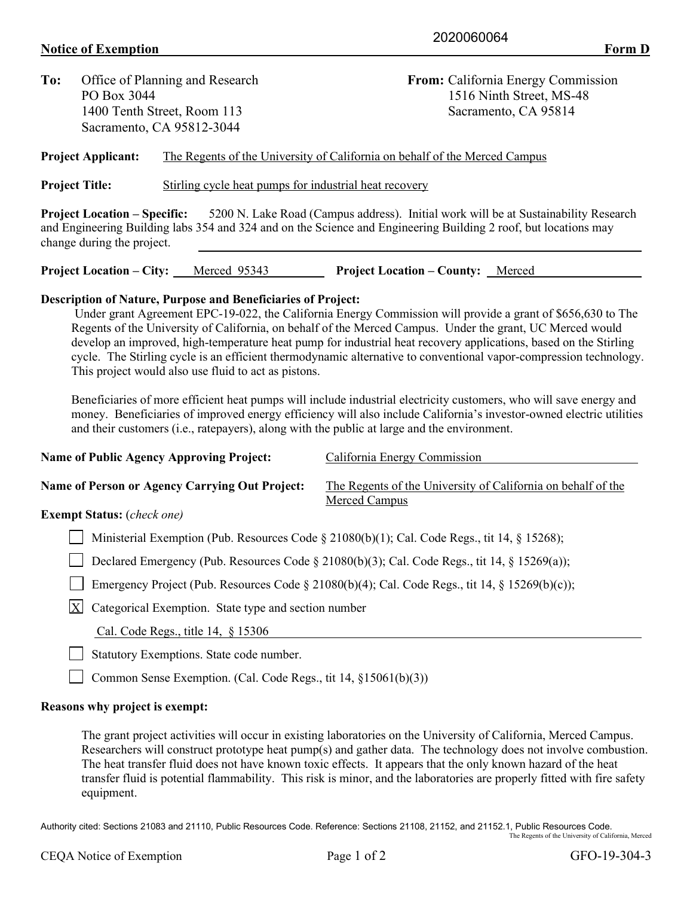2020060064

**Notice of Exemption** **Form D**

**To:** Office of Planning and Research
PO Box 3044
1400 Tenth Street, Room 113
Sacramento, CA 95812-3044

**From:** California Energy Commission
1516 Ninth Street, MS-48
Sacramento, CA 95814

**Project Applicant:** The Regents of the University of California on behalf of the Merced Campus

**Project Title:** Stirling cycle heat pumps for industrial heat recovery

**Project Location – Specific:** 5200 N. Lake Road (Campus address). Initial work will be at Sustainability Research and Engineering Building labs 354 and 324 and on the Science and Engineering Building 2 roof, but locations may change during the project.

**Project Location – City:** Merced 95343 **Project Location – County:** Merced

**Description of Nature, Purpose and Beneficiaries of Project:**

Under grant Agreement EPC-19-022, the California Energy Commission will provide a grant of $656,630 to The Regents of the University of California, on behalf of the Merced Campus. Under the grant, UC Merced would develop an improved, high-temperature heat pump for industrial heat recovery applications, based on the Stirling cycle. The Stirling cycle is an efficient thermodynamic alternative to conventional vapor-compression technology. This project would also use fluid to act as pistons.

Beneficiaries of more efficient heat pumps will include industrial electricity customers, who will save energy and money. Beneficiaries of improved energy efficiency will also include California's investor-owned electric utilities and their customers (i.e., ratepayers), along with the public at large and the environment.

**Name of Public Agency Approving Project:** California Energy Commission

**Name of Person or Agency Carrying Out Project:** The Regents of the University of California on behalf of the Merced Campus

**Exempt Status:** (*check one*)

- [ ] Ministerial Exemption (Pub. Resources Code § 21080(b)(1); Cal. Code Regs., tit 14, § 15268);
- [ ] Declared Emergency (Pub. Resources Code § 21080(b)(3); Cal. Code Regs., tit 14, § 15269(a));
- [ ] Emergency Project (Pub. Resources Code § 21080(b)(4); Cal. Code Regs., tit 14, § 15269(b)(c));
- [X] Categorical Exemption. State type and section number
  Cal. Code Regs., title 14, § 15306
- [ ] Statutory Exemptions. State code number.
- [ ] Common Sense Exemption. (Cal. Code Regs., tit 14, §15061(b)(3))

**Reasons why project is exempt:**

The grant project activities will occur in existing laboratories on the University of California, Merced Campus. Researchers will construct prototype heat pump(s) and gather data. The technology does not involve combustion. The heat transfer fluid does not have known toxic effects. It appears that the only known hazard of the heat transfer fluid is potential flammability. This risk is minor, and the laboratories are properly fitted with fire safety equipment.

Authority cited: Sections 21083 and 21110, Public Resources Code. Reference: Sections 21108, 21152, and 21152.1, Public Resources Code.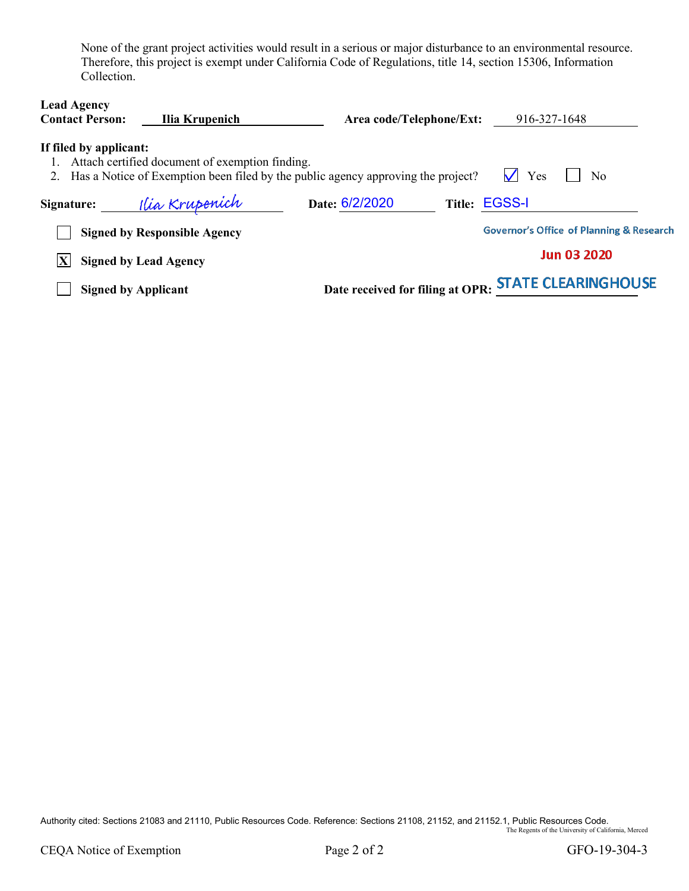None of the grant project activities would result in a serious or major disturbance to an environmental resource. Therefore, this project is exempt under California Code of Regulations, title 14, section 15306, Information Collection.

**Lead Agency**
**Contact Person:** **Ilia Krupenich** **Area code/Telephone/Ext:** 916-327-1648

**If filed by applicant:**

1. Attach certified document of exemption finding.
2. Has a Notice of Exemption been filed by the public agency approving the project? ☑ Yes ☐ No

**Signature:** Ilia Krupenich **Date:** 6/2/2020 **Title:** EGSS-I

☐ **Signed by Responsible Agency**

☒ **Signed by Lead Agency**

☐ **Signed by Applicant**

**Date received for filing at OPR:** Governor's Office of Planning & Research Jun 03 2020 STATE CLEARINGHOUSE

Authority cited: Sections 21083 and 21110, Public Resources Code. Reference: Sections 21108, 21152, and 21152.1, Public Resources Code.

The Regents of the University of California, Merced

CEQA Notice of Exemption GFO-19-304-3